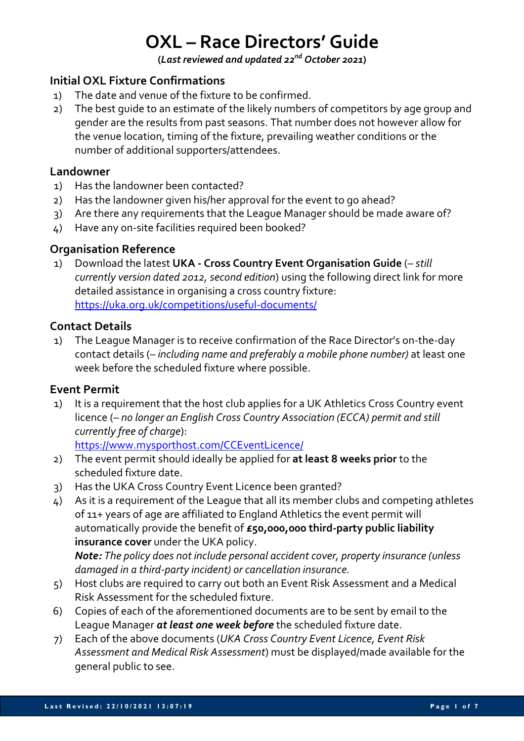# OXL – Race Directors' Guide

**(*Last reviewed and updated 22nd October 2021*)**

## Initial OXL Fixture Confirmations

1) The date and venue of the fixture to be confirmed.
2) The best guide to an estimate of the likely numbers of competitors by age group and gender are the results from past seasons. That number does not however allow for the venue location, timing of the fixture, prevailing weather conditions or the number of additional supporters/attendees.

## Landowner

1) Has the landowner been contacted?
2) Has the landowner given his/her approval for the event to go ahead?
3) Are there any requirements that the League Manager should be made aware of?
4) Have any on-site facilities required been booked?

## Organisation Reference

1) Download the latest **UKA - Cross Country Event Organisation Guide** (– *still currently version dated 2012, second edition*) using the following direct link for more detailed assistance in organising a cross country fixture: https://uka.org.uk/competitions/useful-documents/

## Contact Details

1) The League Manager is to receive confirmation of the Race Director's on-the-day contact details (– *including name and preferably a mobile phone number)* at least one week before the scheduled fixture where possible.

## Event Permit

1) It is a requirement that the host club applies for a UK Athletics Cross Country event licence (– *no longer an English Cross Country Association (ECCA) permit and still currently free of charge*): https://www.mysporthost.com/CCEventLicence/
2) The event permit should ideally be applied for **at least 8 weeks prior** to the scheduled fixture date.
3) Has the UKA Cross Country Event Licence been granted?
4) As it is a requirement of the League that all its member clubs and competing athletes of 11+ years of age are affiliated to England Athletics the event permit will automatically provide the benefit of **£50,000,000 third-party public liability insurance cover** under the UKA policy.
   ***Note:*** *The policy does not include personal accident cover, property insurance (unless damaged in a third-party incident) or cancellation insurance.*
5) Host clubs are required to carry out both an Event Risk Assessment and a Medical Risk Assessment for the scheduled fixture.
6) Copies of each of the aforementioned documents are to be sent by email to the League Manager ***at least one week before*** the scheduled fixture date.
7) Each of the above documents (*UKA Cross Country Event Licence, Event Risk Assessment and Medical Risk Assessment*) must be displayed/made available for the general public to see.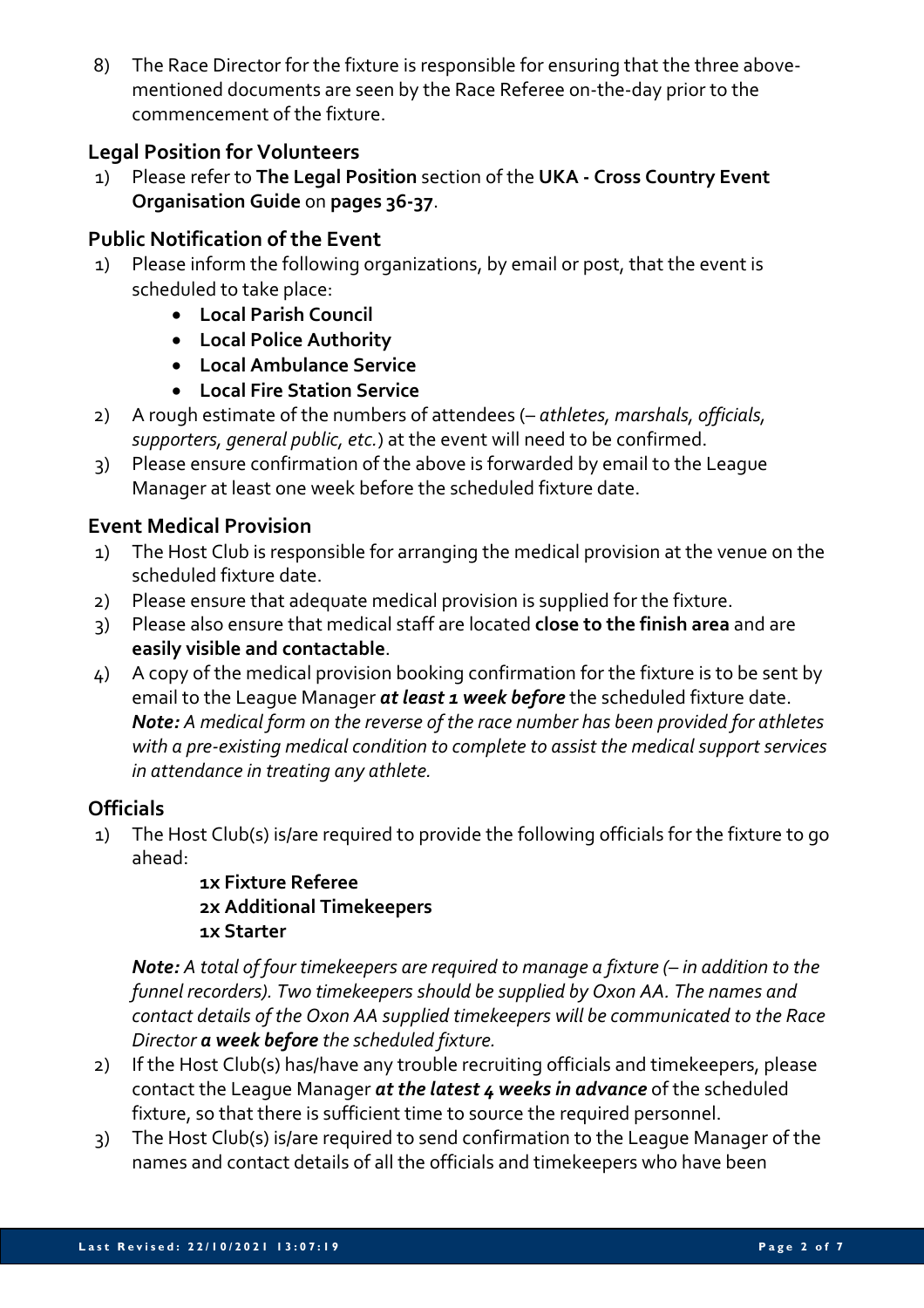8) The Race Director for the fixture is responsible for ensuring that the three above-mentioned documents are seen by the Race Referee on-the-day prior to the commencement of the fixture.

### Legal Position for Volunteers

1) Please refer to **The Legal Position** section of the **UKA - Cross Country Event Organisation Guide** on **pages 36-37**.

### Public Notification of the Event

1) Please inform the following organizations, by email or post, that the event is scheduled to take place:
    - **Local Parish Council**
    - **Local Police Authority**
    - **Local Ambulance Service**
    - **Local Fire Station Service**
2) A rough estimate of the numbers of attendees (– *athletes, marshals, officials, supporters, general public, etc.*) at the event will need to be confirmed.
3) Please ensure confirmation of the above is forwarded by email to the League Manager at least one week before the scheduled fixture date.

### Event Medical Provision

1) The Host Club is responsible for arranging the medical provision at the venue on the scheduled fixture date.
2) Please ensure that adequate medical provision is supplied for the fixture.
3) Please also ensure that medical staff are located **close to the finish area** and are **easily visible and contactable**.
4) A copy of the medical provision booking confirmation for the fixture is to be sent by email to the League Manager ***at least 1 week before*** the scheduled fixture date.
   ***Note:*** *A medical form on the reverse of the race number has been provided for athletes with a pre-existing medical condition to complete to assist the medical support services in attendance in treating any athlete.*

### Officials

1) The Host Club(s) is/are required to provide the following officials for the fixture to go ahead:

   **1x Fixture Referee**
   **2x Additional Timekeepers**
   **1x Starter**

   ***Note:*** *A total of four timekeepers are required to manage a fixture (– in addition to the funnel recorders). Two timekeepers should be supplied by Oxon AA. The names and contact details of the Oxon AA supplied timekeepers will be communicated to the Race Director* ***a week before*** *the scheduled fixture.*
2) If the Host Club(s) has/have any trouble recruiting officials and timekeepers, please contact the League Manager ***at the latest 4 weeks in advance*** of the scheduled fixture, so that there is sufficient time to source the required personnel.
3) The Host Club(s) is/are required to send confirmation to the League Manager of the names and contact details of all the officials and timekeepers who have been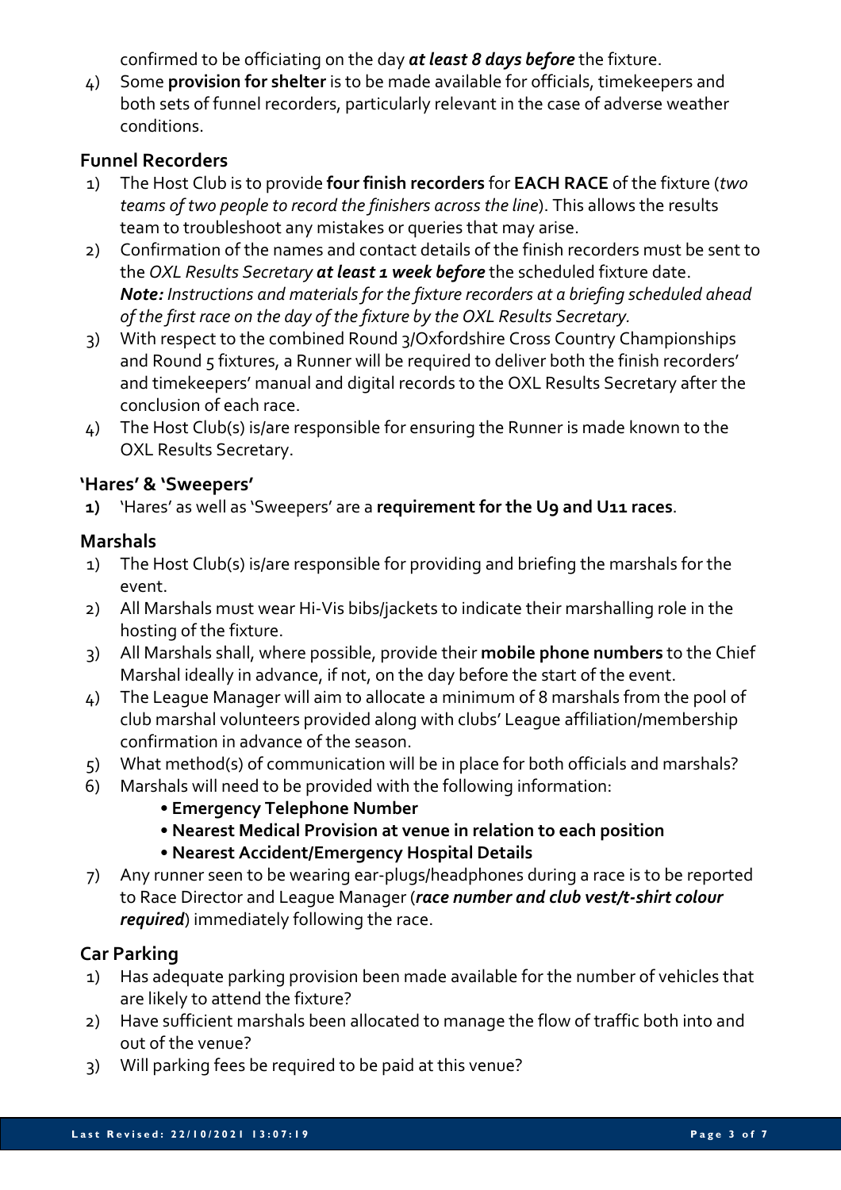confirmed to be officiating on the day ***at least 8 days before*** the fixture.

4) Some **provision for shelter** is to be made available for officials, timekeepers and both sets of funnel recorders, particularly relevant in the case of adverse weather conditions.

### Funnel Recorders

1) The Host Club is to provide **four finish recorders** for **EACH RACE** of the fixture (*two teams of two people to record the finishers across the line*). This allows the results team to troubleshoot any mistakes or queries that may arise.
2) Confirmation of the names and contact details of the finish recorders must be sent to the *OXL Results Secretary* ***at least 1 week before*** the scheduled fixture date.
   ***Note:*** *Instructions and materials for the fixture recorders at a briefing scheduled ahead of the first race on the day of the fixture by the OXL Results Secretary.*
3) With respect to the combined Round 3/Oxfordshire Cross Country Championships and Round 5 fixtures, a Runner will be required to deliver both the finish recorders' and timekeepers' manual and digital records to the OXL Results Secretary after the conclusion of each race.
4) The Host Club(s) is/are responsible for ensuring the Runner is made known to the OXL Results Secretary.

### 'Hares' & 'Sweepers'

**1)** 'Hares' as well as 'Sweepers' are a **requirement for the U9 and U11 races**.

### Marshals

1) The Host Club(s) is/are responsible for providing and briefing the marshals for the event.
2) All Marshals must wear Hi-Vis bibs/jackets to indicate their marshalling role in the hosting of the fixture.
3) All Marshals shall, where possible, provide their **mobile phone numbers** to the Chief Marshal ideally in advance, if not, on the day before the start of the event.
4) The League Manager will aim to allocate a minimum of 8 marshals from the pool of club marshal volunteers provided along with clubs' League affiliation/membership confirmation in advance of the season.
5) What method(s) of communication will be in place for both officials and marshals?
6) Marshals will need to be provided with the following information:
   - **Emergency Telephone Number**
   - **Nearest Medical Provision at venue in relation to each position**
   - **Nearest Accident/Emergency Hospital Details**
7) Any runner seen to be wearing ear-plugs/headphones during a race is to be reported to Race Director and League Manager (***race number and club vest/t-shirt colour required***) immediately following the race.

### Car Parking

1) Has adequate parking provision been made available for the number of vehicles that are likely to attend the fixture?
2) Have sufficient marshals been allocated to manage the flow of traffic both into and out of the venue?
3) Will parking fees be required to be paid at this venue?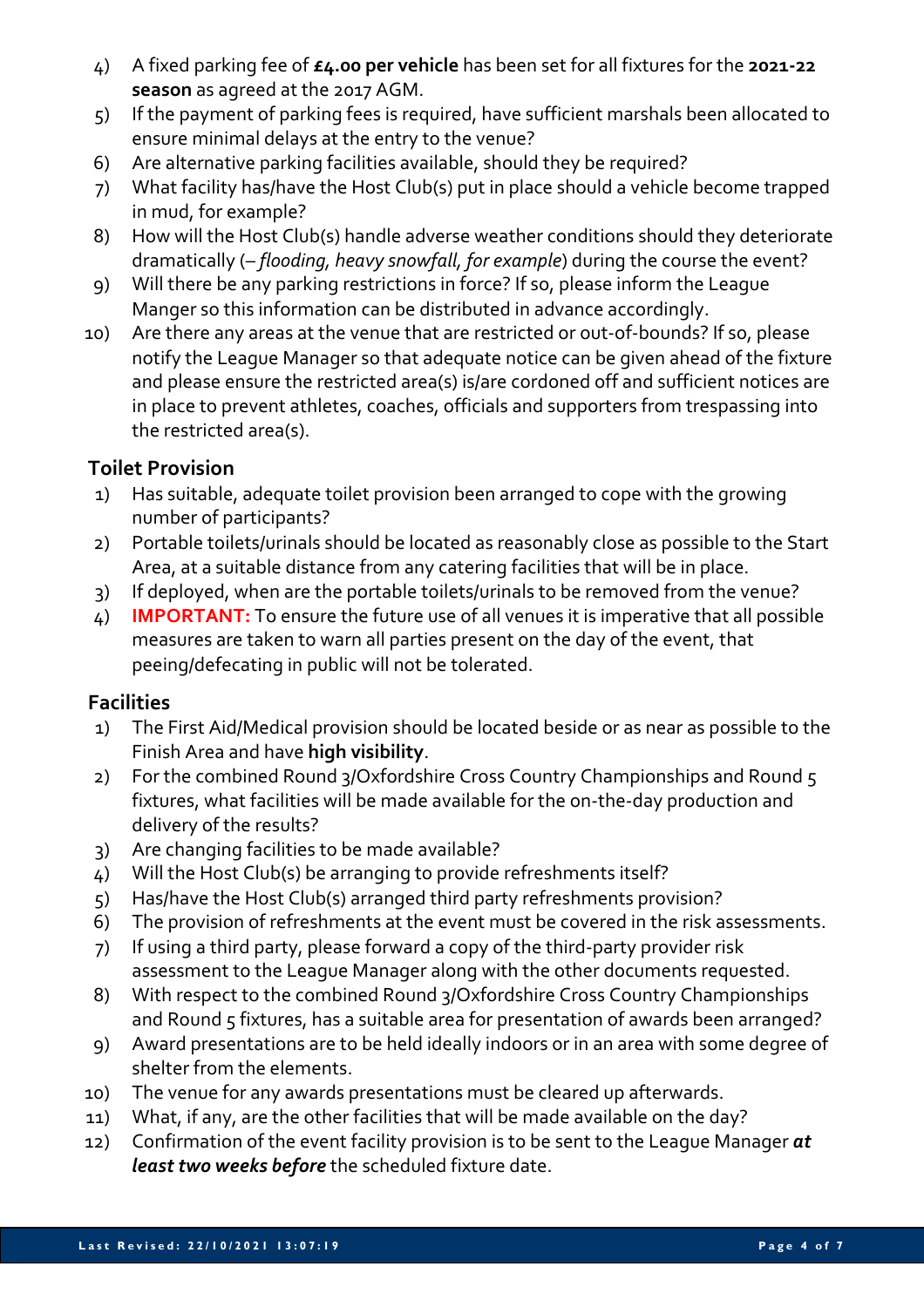4) A fixed parking fee of **£4.00 per vehicle** has been set for all fixtures for the **2021-22 season** as agreed at the 2017 AGM.
5) If the payment of parking fees is required, have sufficient marshals been allocated to ensure minimal delays at the entry to the venue?
6) Are alternative parking facilities available, should they be required?
7) What facility has/have the Host Club(s) put in place should a vehicle become trapped in mud, for example?
8) How will the Host Club(s) handle adverse weather conditions should they deteriorate dramatically (– *flooding, heavy snowfall, for example*) during the course the event?
9) Will there be any parking restrictions in force? If so, please inform the League Manger so this information can be distributed in advance accordingly.
10) Are there any areas at the venue that are restricted or out-of-bounds? If so, please notify the League Manager so that adequate notice can be given ahead of the fixture and please ensure the restricted area(s) is/are cordoned off and sufficient notices are in place to prevent athletes, coaches, officials and supporters from trespassing into the restricted area(s).

### Toilet Provision

1) Has suitable, adequate toilet provision been arranged to cope with the growing number of participants?
2) Portable toilets/urinals should be located as reasonably close as possible to the Start Area, at a suitable distance from any catering facilities that will be in place.
3) If deployed, when are the portable toilets/urinals to be removed from the venue?
4) **IMPORTANT:** To ensure the future use of all venues it is imperative that all possible measures are taken to warn all parties present on the day of the event, that peeing/defecating in public will not be tolerated.

### Facilities

1) The First Aid/Medical provision should be located beside or as near as possible to the Finish Area and have **high visibility**.
2) For the combined Round 3/Oxfordshire Cross Country Championships and Round 5 fixtures, what facilities will be made available for the on-the-day production and delivery of the results?
3) Are changing facilities to be made available?
4) Will the Host Club(s) be arranging to provide refreshments itself?
5) Has/have the Host Club(s) arranged third party refreshments provision?
6) The provision of refreshments at the event must be covered in the risk assessments.
7) If using a third party, please forward a copy of the third-party provider risk assessment to the League Manager along with the other documents requested.
8) With respect to the combined Round 3/Oxfordshire Cross Country Championships and Round 5 fixtures, has a suitable area for presentation of awards been arranged?
9) Award presentations are to be held ideally indoors or in an area with some degree of shelter from the elements.
10) The venue for any awards presentations must be cleared up afterwards.
11) What, if any, are the other facilities that will be made available on the day?
12) Confirmation of the event facility provision is to be sent to the League Manager ***at least two weeks before*** the scheduled fixture date.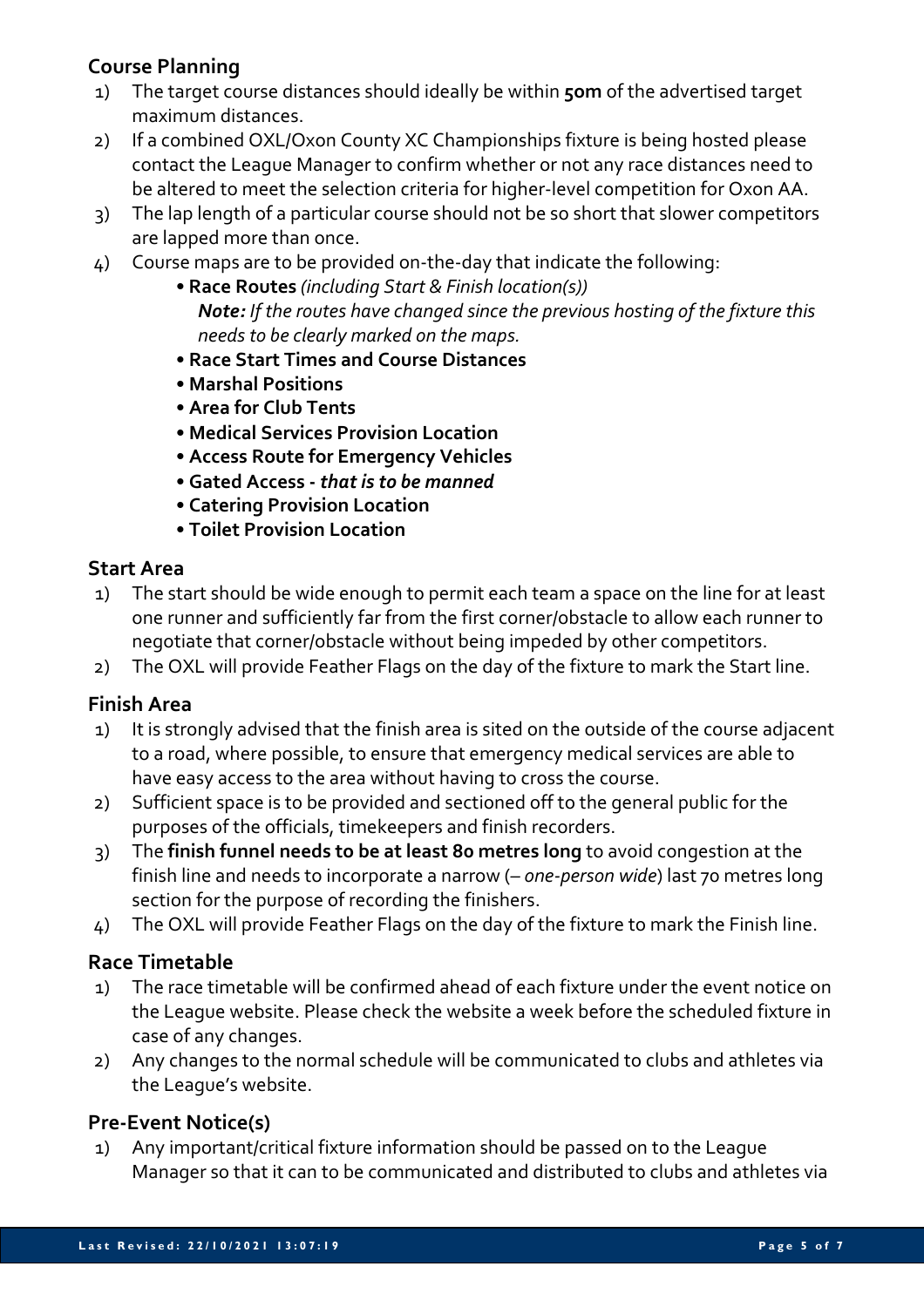## Course Planning

1) The target course distances should ideally be within **50m** of the advertised target maximum distances.
2) If a combined OXL/Oxon County XC Championships fixture is being hosted please contact the League Manager to confirm whether or not any race distances need to be altered to meet the selection criteria for higher-level competition for Oxon AA.
3) The lap length of a particular course should not be so short that slower competitors are lapped more than once.
4) Course maps are to be provided on-the-day that indicate the following:
   - **Race Routes** *(including Start & Finish location(s))*
     ***Note:*** *If the routes have changed since the previous hosting of the fixture this needs to be clearly marked on the maps.*
   - **Race Start Times and Course Distances**
   - **Marshal Positions**
   - **Area for Club Tents**
   - **Medical Services Provision Location**
   - **Access Route for Emergency Vehicles**
   - **Gated Access -** ***that is to be manned***
   - **Catering Provision Location**
   - **Toilet Provision Location**

## Start Area

1) The start should be wide enough to permit each team a space on the line for at least one runner and sufficiently far from the first corner/obstacle to allow each runner to negotiate that corner/obstacle without being impeded by other competitors.
2) The OXL will provide Feather Flags on the day of the fixture to mark the Start line.

## Finish Area

1) It is strongly advised that the finish area is sited on the outside of the course adjacent to a road, where possible, to ensure that emergency medical services are able to have easy access to the area without having to cross the course.
2) Sufficient space is to be provided and sectioned off to the general public for the purposes of the officials, timekeepers and finish recorders.
3) The **finish funnel needs to be at least 80 metres long** to avoid congestion at the finish line and needs to incorporate a narrow (– *one-person wide*) last 70 metres long section for the purpose of recording the finishers.
4) The OXL will provide Feather Flags on the day of the fixture to mark the Finish line.

## Race Timetable

1) The race timetable will be confirmed ahead of each fixture under the event notice on the League website. Please check the website a week before the scheduled fixture in case of any changes.
2) Any changes to the normal schedule will be communicated to clubs and athletes via the League's website.

## Pre-Event Notice(s)

1) Any important/critical fixture information should be passed on to the League Manager so that it can to be communicated and distributed to clubs and athletes via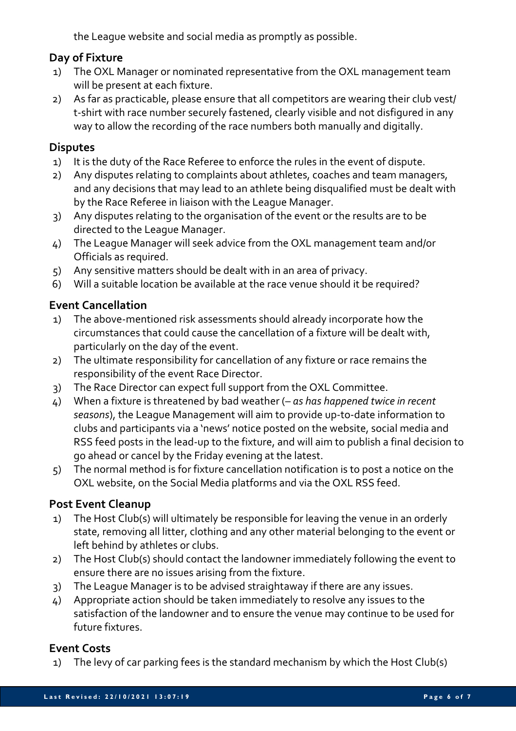the League website and social media as promptly as possible.

## Day of Fixture

1) The OXL Manager or nominated representative from the OXL management team will be present at each fixture.
2) As far as practicable, please ensure that all competitors are wearing their club vest/ t-shirt with race number securely fastened, clearly visible and not disfigured in any way to allow the recording of the race numbers both manually and digitally.

## Disputes

1) It is the duty of the Race Referee to enforce the rules in the event of dispute.
2) Any disputes relating to complaints about athletes, coaches and team managers, and any decisions that may lead to an athlete being disqualified must be dealt with by the Race Referee in liaison with the League Manager.
3) Any disputes relating to the organisation of the event or the results are to be directed to the League Manager.
4) The League Manager will seek advice from the OXL management team and/or Officials as required.
5) Any sensitive matters should be dealt with in an area of privacy.
6) Will a suitable location be available at the race venue should it be required?

## Event Cancellation

1) The above-mentioned risk assessments should already incorporate how the circumstances that could cause the cancellation of a fixture will be dealt with, particularly on the day of the event.
2) The ultimate responsibility for cancellation of any fixture or race remains the responsibility of the event Race Director.
3) The Race Director can expect full support from the OXL Committee.
4) When a fixture is threatened by bad weather (– *as has happened twice in recent seasons*), the League Management will aim to provide up-to-date information to clubs and participants via a 'news' notice posted on the website, social media and RSS feed posts in the lead-up to the fixture, and will aim to publish a final decision to go ahead or cancel by the Friday evening at the latest.
5) The normal method is for fixture cancellation notification is to post a notice on the OXL website, on the Social Media platforms and via the OXL RSS feed.

## Post Event Cleanup

1) The Host Club(s) will ultimately be responsible for leaving the venue in an orderly state, removing all litter, clothing and any other material belonging to the event or left behind by athletes or clubs.
2) The Host Club(s) should contact the landowner immediately following the event to ensure there are no issues arising from the fixture.
3) The League Manager is to be advised straightaway if there are any issues.
4) Appropriate action should be taken immediately to resolve any issues to the satisfaction of the landowner and to ensure the venue may continue to be used for future fixtures.

## Event Costs

1) The levy of car parking fees is the standard mechanism by which the Host Club(s)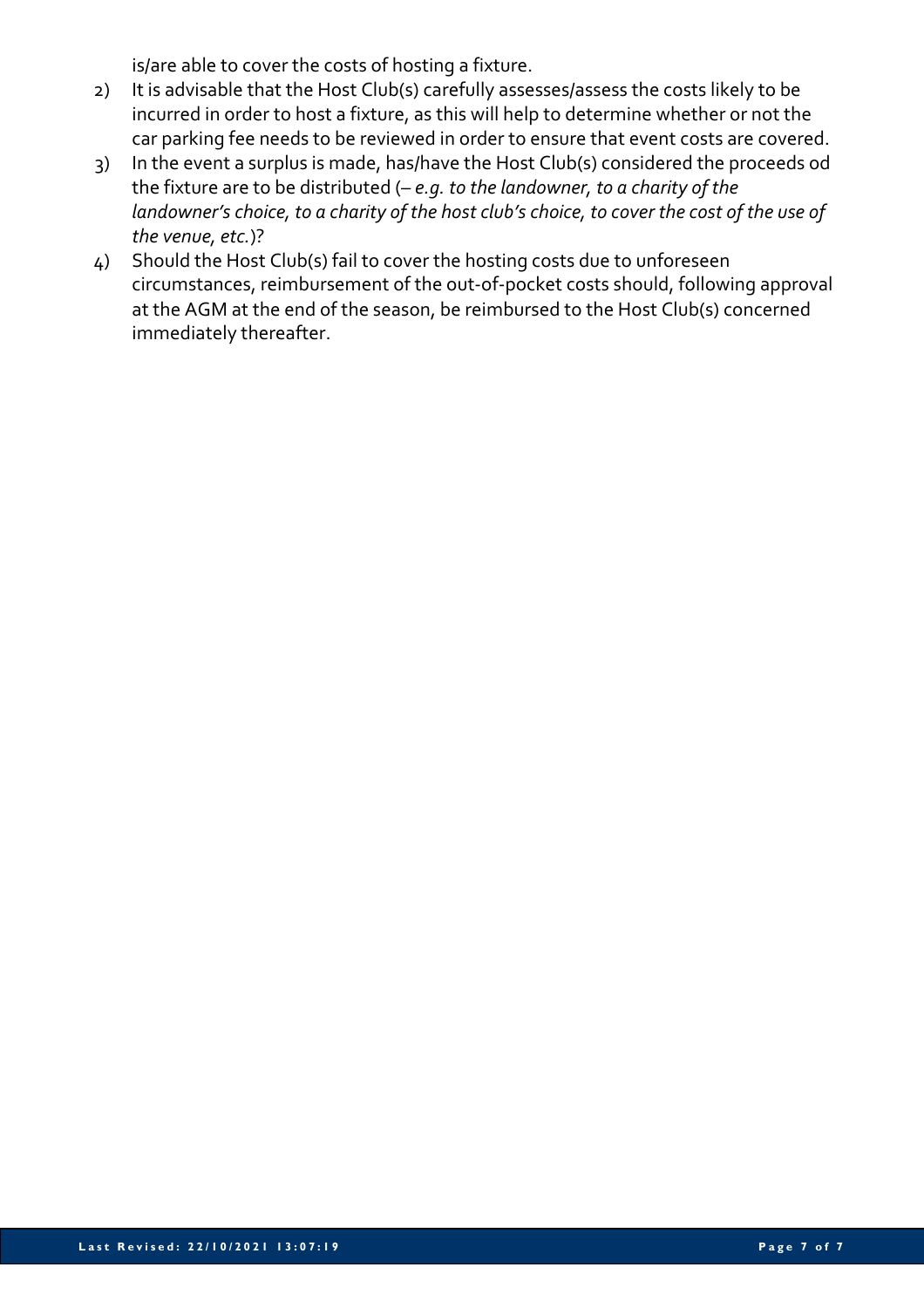is/are able to cover the costs of hosting a fixture.

2) It is advisable that the Host Club(s) carefully assesses/assess the costs likely to be incurred in order to host a fixture, as this will help to determine whether or not the car parking fee needs to be reviewed in order to ensure that event costs are covered.
3) In the event a surplus is made, has/have the Host Club(s) considered the proceeds od the fixture are to be distributed (– *e.g. to the landowner, to a charity of the landowner's choice, to a charity of the host club's choice, to cover the cost of the use of the venue, etc.*)?
4) Should the Host Club(s) fail to cover the hosting costs due to unforeseen circumstances, reimbursement of the out-of-pocket costs should, following approval at the AGM at the end of the season, be reimbursed to the Host Club(s) concerned immediately thereafter.

Last Revised: 22/10/2021 13:07:19